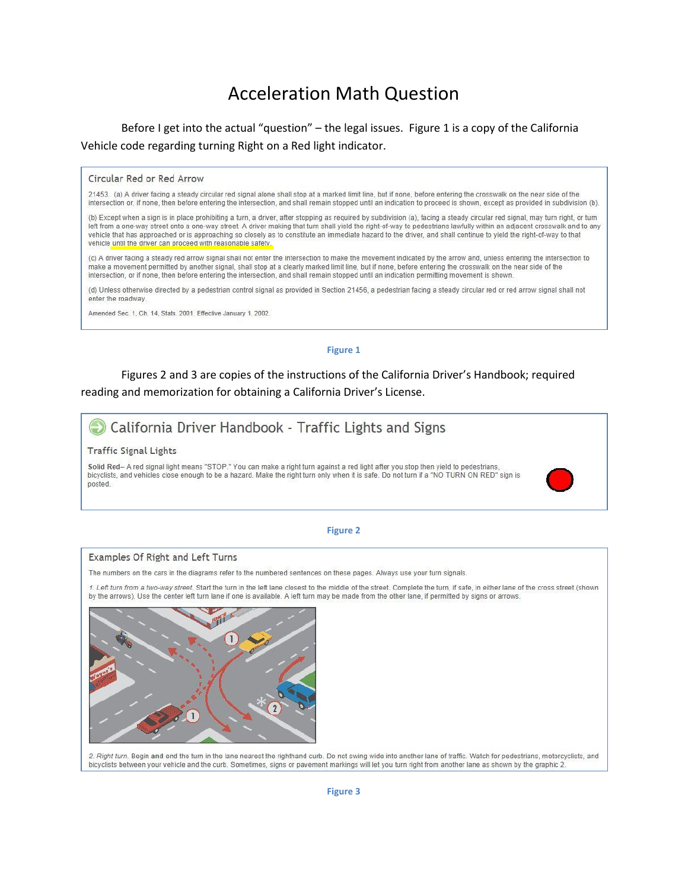# Acceleration Math Question

Before I get into the actual "question" – the legal issues. Figure 1 is a copy of the California Vehicle code regarding turning Right on a Red light indicator.

> **Circular Red or Red Arrow**
>
> 21453. (a) A driver facing a steady circular red signal alone shall stop at a marked limit line, but if none, before entering the crosswalk on the near side of the intersection or, if none, then before entering the intersection, and shall remain stopped until an indication to proceed is shown, except as provided in subdivision (b).
>
> (b) Except when a sign is in place prohibiting a turn, a driver, after stopping as required by subdivision (a), facing a steady circular red signal, may turn right, or turn left from a one-way street onto a one-way street. A driver making that turn shall yield the right-of-way to pedestrians lawfully within an adjacent crosswalk and to any vehicle that has approached or is approaching so closely as to constitute an immediate hazard to the driver, and shall continue to yield the right-of-way to that vehicle until the driver can proceed with reasonable safety.
>
> (c) A driver facing a steady red arrow signal shall not enter the intersection to make the movement indicated by the arrow and, unless entering the intersection to make a movement permitted by another signal, shall stop at a clearly marked limit line, but if none, before entering the crosswalk on the near side of the intersection, or if none, then before entering the intersection, and shall remain stopped until an indication permitting movement is shown.
>
> (d) Unless otherwise directed by a pedestrian control signal as provided in Section 21456, a pedestrian facing a steady circular red or red arrow signal shall not enter the roadway.
>
> Amended Sec. 1, Ch. 14, Stats. 2001. Effective January 1, 2002.

**Figure 1**

Figures 2 and 3 are copies of the instructions of the California Driver's Handbook; required reading and memorization for obtaining a California Driver's License.

> **California Driver Handbook - Traffic Lights and Signs**
>
> **Traffic Signal Lights**
>
> **Solid Red**– A red signal light means "STOP." You can make a right turn against a red light after you stop then yield to pedestrians, bicyclists, and vehicles close enough to be a hazard. Make the right turn only when it is safe. Do not turn if a "NO TURN ON RED" sign is posted.

**Figure 2**

> **Examples Of Right and Left Turns**
>
> The numbers on the cars in the diagrams refer to the numbered sentences on these pages. Always use your turn signals.
>
> 1. *Left turn from a two-way street.* Start the turn in the left lane closest to the middle of the street. Complete the turn, if safe, in either lane of the cross street (shown by the arrows). Use the center left turn lane if one is available. A left turn may be made from the other lane, if permitted by signs or arrows.
>
> 2. *Right turn.* Begin and end the turn in the lane nearest the righthand curb. Do not swing wide into another lane of traffic. Watch for pedestrians, motorcyclists, and bicyclists between your vehicle and the curb. Sometimes, signs or pavement markings will let you turn right from another lane as shown by the graphic 2.

**Figure 3**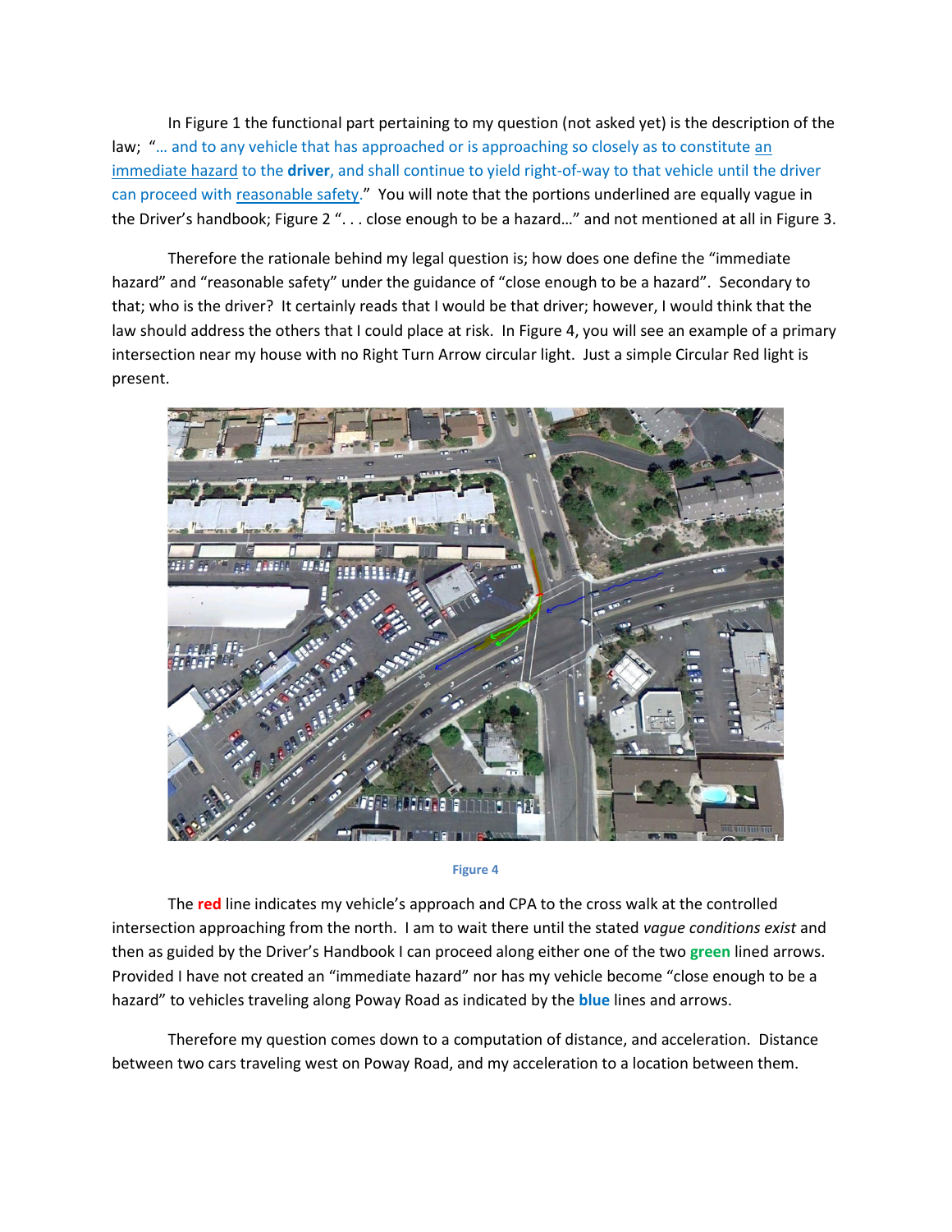In Figure 1 the functional part pertaining to my question (not asked yet) is the description of the law; "… and to any vehicle that has approached or is approaching so closely as to constitute an immediate hazard to the **driver**, and shall continue to yield right-of-way to that vehicle until the driver can proceed with reasonable safety." You will note that the portions underlined are equally vague in the Driver's handbook; Figure 2 ". . . close enough to be a hazard…" and not mentioned at all in Figure 3.

Therefore the rationale behind my legal question is; how does one define the "immediate hazard" and "reasonable safety" under the guidance of "close enough to be a hazard". Secondary to that; who is the driver? It certainly reads that I would be that driver; however, I would think that the law should address the others that I could place at risk. In Figure 4, you will see an example of a primary intersection near my house with no Right Turn Arrow circular light. Just a simple Circular Red light is present.

Figure 4

The **red** line indicates my vehicle's approach and CPA to the cross walk at the controlled intersection approaching from the north. I am to wait there until the stated *vague conditions exist* and then as guided by the Driver's Handbook I can proceed along either one of the two **green** lined arrows. Provided I have not created an "immediate hazard" nor has my vehicle become "close enough to be a hazard" to vehicles traveling along Poway Road as indicated by the **blue** lines and arrows.

Therefore my question comes down to a computation of distance, and acceleration. Distance between two cars traveling west on Poway Road, and my acceleration to a location between them.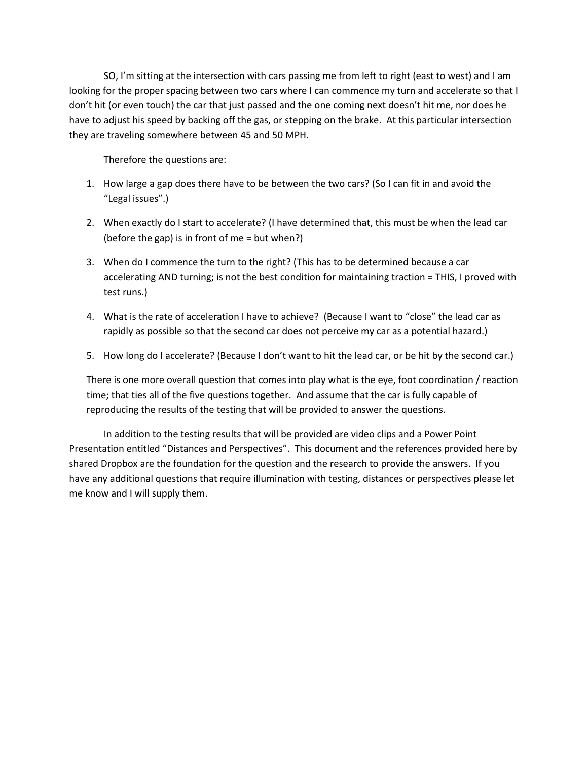SO, I'm sitting at the intersection with cars passing me from left to right (east to west) and I am looking for the proper spacing between two cars where I can commence my turn and accelerate so that I don't hit (or even touch) the car that just passed and the one coming next doesn't hit me, nor does he have to adjust his speed by backing off the gas, or stepping on the brake. At this particular intersection they are traveling somewhere between 45 and 50 MPH.

Therefore the questions are:

1. How large a gap does there have to be between the two cars? (So I can fit in and avoid the "Legal issues".)
2. When exactly do I start to accelerate? (I have determined that, this must be when the lead car (before the gap) is in front of me = but when?)
3. When do I commence the turn to the right? (This has to be determined because a car accelerating AND turning; is not the best condition for maintaining traction = THIS, I proved with test runs.)
4. What is the rate of acceleration I have to achieve? (Because I want to "close" the lead car as rapidly as possible so that the second car does not perceive my car as a potential hazard.)
5. How long do I accelerate? (Because I don't want to hit the lead car, or be hit by the second car.)

There is one more overall question that comes into play what is the eye, foot coordination / reaction time; that ties all of the five questions together. And assume that the car is fully capable of reproducing the results of the testing that will be provided to answer the questions.

In addition to the testing results that will be provided are video clips and a Power Point Presentation entitled "Distances and Perspectives". This document and the references provided here by shared Dropbox are the foundation for the question and the research to provide the answers. If you have any additional questions that require illumination with testing, distances or perspectives please let me know and I will supply them.